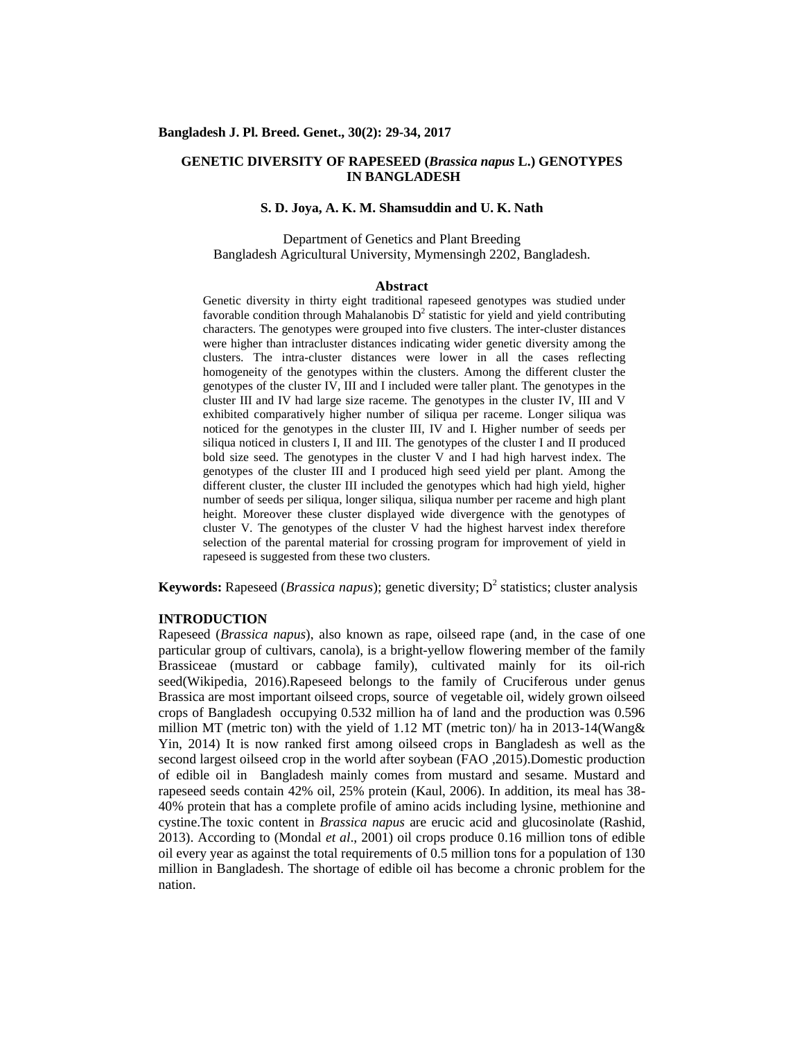# GENETIC DIVERSITY OF RAPESEED (*Brassica napus* L.) GENOTYPES IN BANGLADESH

**S. D. Joya, A. K. M. Shamsuddin and U. K. Nath**

Department of Genetics and Plant Breeding
Bangladesh Agricultural University, Mymensingh 2202, Bangladesh.

## Abstract

Genetic diversity in thirty eight traditional rapeseed genotypes was studied under favorable condition through Mahalanobis $D^2$ statistic for yield and yield contributing characters. The genotypes were grouped into five clusters. The inter-cluster distances were higher than intracluster distances indicating wider genetic diversity among the clusters. The intra-cluster distances were lower in all the cases reflecting homogeneity of the genotypes within the clusters. Among the different cluster the genotypes of the cluster IV, III and I included were taller plant. The genotypes in the cluster III and IV had large size raceme. The genotypes in the cluster IV, III and V exhibited comparatively higher number of siliqua per raceme. Longer siliqua was noticed for the genotypes in the cluster III, IV and I. Higher number of seeds per siliqua noticed in clusters I, II and III. The genotypes of the cluster I and II produced bold size seed. The genotypes in the cluster V and I had high harvest index. The genotypes of the cluster III and I produced high seed yield per plant. Among the different cluster, the cluster III included the genotypes which had high yield, higher number of seeds per siliqua, longer siliqua, siliqua number per raceme and high plant height. Moreover these cluster displayed wide divergence with the genotypes of cluster V. The genotypes of the cluster V had the highest harvest index therefore selection of the parental material for crossing program for improvement of yield in rapeseed is suggested from these two clusters.

**Keywords:** Rapeseed (*Brassica napus*); genetic diversity; $D^2$ statistics; cluster analysis

## INTRODUCTION

Rapeseed (*Brassica napus*), also known as rape, oilseed rape (and, in the case of one particular group of cultivars, canola), is a bright-yellow flowering member of the family Brassiceae (mustard or cabbage family), cultivated mainly for its oil-rich seed(Wikipedia, 2016).Rapeseed belongs to the family of Cruciferous under genus Brassica are most important oilseed crops, source of vegetable oil, widely grown oilseed crops of Bangladesh occupying 0.532 million ha of land and the production was 0.596 million MT (metric ton) with the yield of 1.12 MT (metric ton)/ ha in 2013-14(Wang& Yin, 2014) It is now ranked first among oilseed crops in Bangladesh as well as the second largest oilseed crop in the world after soybean (FAO ,2015).Domestic production of edible oil in Bangladesh mainly comes from mustard and sesame. Mustard and rapeseed seeds contain 42% oil, 25% protein (Kaul, 2006). In addition, its meal has 38-40% protein that has a complete profile of amino acids including lysine, methionine and cystine.The toxic content in *Brassica napus* are erucic acid and glucosinolate (Rashid, 2013). According to (Mondal *et al*., 2001) oil crops produce 0.16 million tons of edible oil every year as against the total requirements of 0.5 million tons for a population of 130 million in Bangladesh. The shortage of edible oil has become a chronic problem for the nation.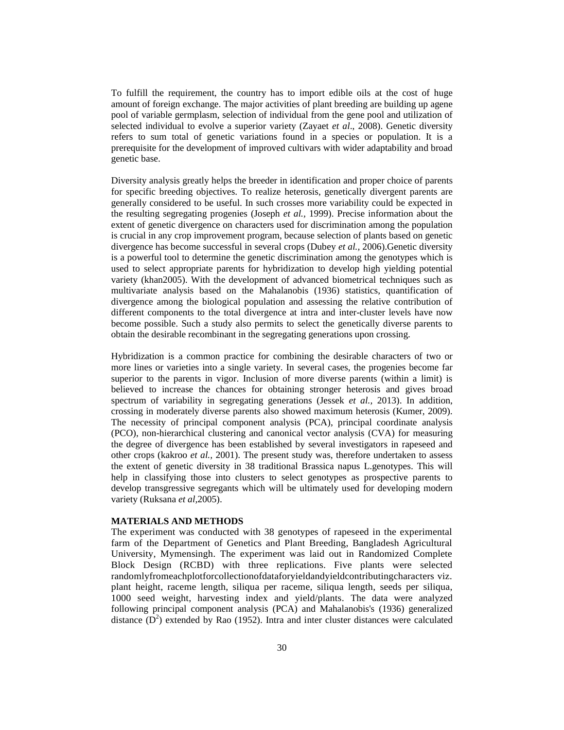To fulfill the requirement, the country has to import edible oils at the cost of huge amount of foreign exchange. The major activities of plant breeding are building up agene pool of variable germplasm, selection of individual from the gene pool and utilization of selected individual to evolve a superior variety (Zayaet *et al*., 2008). Genetic diversity refers to sum total of genetic variations found in a species or population. It is a prerequisite for the development of improved cultivars with wider adaptability and broad genetic base.

Diversity analysis greatly helps the breeder in identification and proper choice of parents for specific breeding objectives. To realize heterosis, genetically divergent parents are generally considered to be useful. In such crosses more variability could be expected in the resulting segregating progenies (Joseph *et al.,* 1999). Precise information about the extent of genetic divergence on characters used for discrimination among the population is crucial in any crop improvement program, because selection of plants based on genetic divergence has become successful in several crops (Dubey *et al.,* 2006).Genetic diversity is a powerful tool to determine the genetic discrimination among the genotypes which is used to select appropriate parents for hybridization to develop high yielding potential variety (khan2005). With the development of advanced biometrical techniques such as multivariate analysis based on the Mahalanobis (1936) statistics, quantification of divergence among the biological population and assessing the relative contribution of different components to the total divergence at intra and inter-cluster levels have now become possible. Such a study also permits to select the genetically diverse parents to obtain the desirable recombinant in the segregating generations upon crossing.

Hybridization is a common practice for combining the desirable characters of two or more lines or varieties into a single variety. In several cases, the progenies become far superior to the parents in vigor. Inclusion of more diverse parents (within a limit) is believed to increase the chances for obtaining stronger heterosis and gives broad spectrum of variability in segregating generations (Jessek *et al.,* 2013). In addition, crossing in moderately diverse parents also showed maximum heterosis (Kumer, 2009). The necessity of principal component analysis (PCA), principal coordinate analysis (PCO), non-hierarchical clustering and canonical vector analysis (CVA) for measuring the degree of divergence has been established by several investigators in rapeseed and other crops (kakroo *et al.,* 2001). The present study was, therefore undertaken to assess the extent of genetic diversity in 38 traditional Brassica napus L.genotypes. This will help in classifying those into clusters to select genotypes as prospective parents to develop transgressive segregants which will be ultimately used for developing modern variety (Ruksana *et al*,2005).

## MATERIALS AND METHODS

The experiment was conducted with 38 genotypes of rapeseed in the experimental farm of the Department of Genetics and Plant Breeding, Bangladesh Agricultural University, Mymensingh. The experiment was laid out in Randomized Complete Block Design (RCBD) with three replications. Five plants were selected randomlyfromeachplotforcollectionofdataforyieldandyieldcontributingcharacters viz. plant height, raceme length, siliqua per raceme, siliqua length, seeds per siliqua, 1000 seed weight, harvesting index and yield/plants. The data were analyzed following principal component analysis (PCA) and Mahalanobis's (1936) generalized distance ($D^2$) extended by Rao (1952). Intra and inter cluster distances were calculated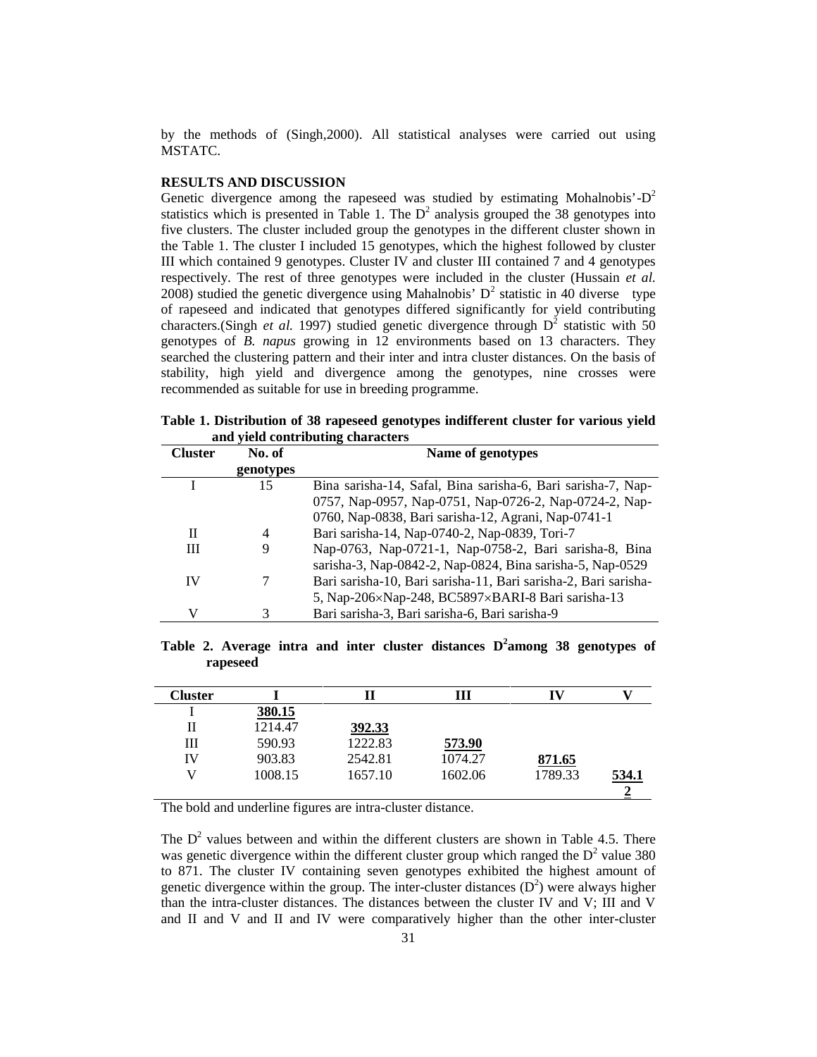by the methods of (Singh,2000). All statistical analyses were carried out using MSTATC.

## RESULTS AND DISCUSSION

Genetic divergence among the rapeseed was studied by estimating Mohalnobis'-$D^2$ statistics which is presented in Table 1. The $D^2$ analysis grouped the 38 genotypes into five clusters. The cluster included group the genotypes in the different cluster shown in the Table 1. The cluster I included 15 genotypes, which the highest followed by cluster III which contained 9 genotypes. Cluster IV and cluster III contained 7 and 4 genotypes respectively. The rest of three genotypes were included in the cluster (Hussain *et al.* 2008) studied the genetic divergence using Mahalnobis' $D^2$ statistic in 40 diverse type of rapeseed and indicated that genotypes differed significantly for yield contributing characters.(Singh *et al.* 1997) studied genetic divergence through $D^2$ statistic with 50 genotypes of *B. napus* growing in 12 environments based on 13 characters. They searched the clustering pattern and their inter and intra cluster distances. On the basis of stability, high yield and divergence among the genotypes, nine crosses were recommended as suitable for use in breeding programme.

**Table 1. Distribution of 38 rapeseed genotypes indifferent cluster for various yield and yield contributing characters**

| Cluster | No. of genotypes | Name of genotypes |
|---|---|---|
| I | 15 | Bina sarisha-14, Safal, Bina sarisha-6, Bari sarisha-7, Nap-0757, Nap-0957, Nap-0751, Nap-0726-2, Nap-0724-2, Nap-0760, Nap-0838, Bari sarisha-12, Agrani, Nap-0741-1 |
| II | 4 | Bari sarisha-14, Nap-0740-2, Nap-0839, Tori-7 |
| III | 9 | Nap-0763, Nap-0721-1, Nap-0758-2, Bari sarisha-8, Bina sarisha-3, Nap-0842-2, Nap-0824, Bina sarisha-5, Nap-0529 |
| IV | 7 | Bari sarisha-10, Bari sarisha-11, Bari sarisha-2, Bari sarisha-5, Nap-206×Nap-248, BC5897×BARI-8 Bari sarisha-13 |
| V | 3 | Bari sarisha-3, Bari sarisha-6, Bari sarisha-9 |

**Table 2. Average intra and inter cluster distances $D^2$among 38 genotypes of rapeseed**

| Cluster | I | II | III | IV | V |
|---|---|---|---|---|---|
| I | **380.15** | | | | |
| II | 1214.47 | **392.33** | | | |
| III | 590.93 | 1222.83 | **573.90** | | |
| IV | 903.83 | 2542.81 | 1074.27 | **871.65** | |
| V | 1008.15 | 1657.10 | 1602.06 | 1789.33 | **534.12** |

The bold and underline figures are intra-cluster distance.

The $D^2$ values between and within the different clusters are shown in Table 4.5. There was genetic divergence within the different cluster group which ranged the $D^2$ value 380 to 871. The cluster IV containing seven genotypes exhibited the highest amount of genetic divergence within the group. The inter-cluster distances ($D^2$) were always higher than the intra-cluster distances. The distances between the cluster IV and V; III and V and II and V and II and IV were comparatively higher than the other inter-cluster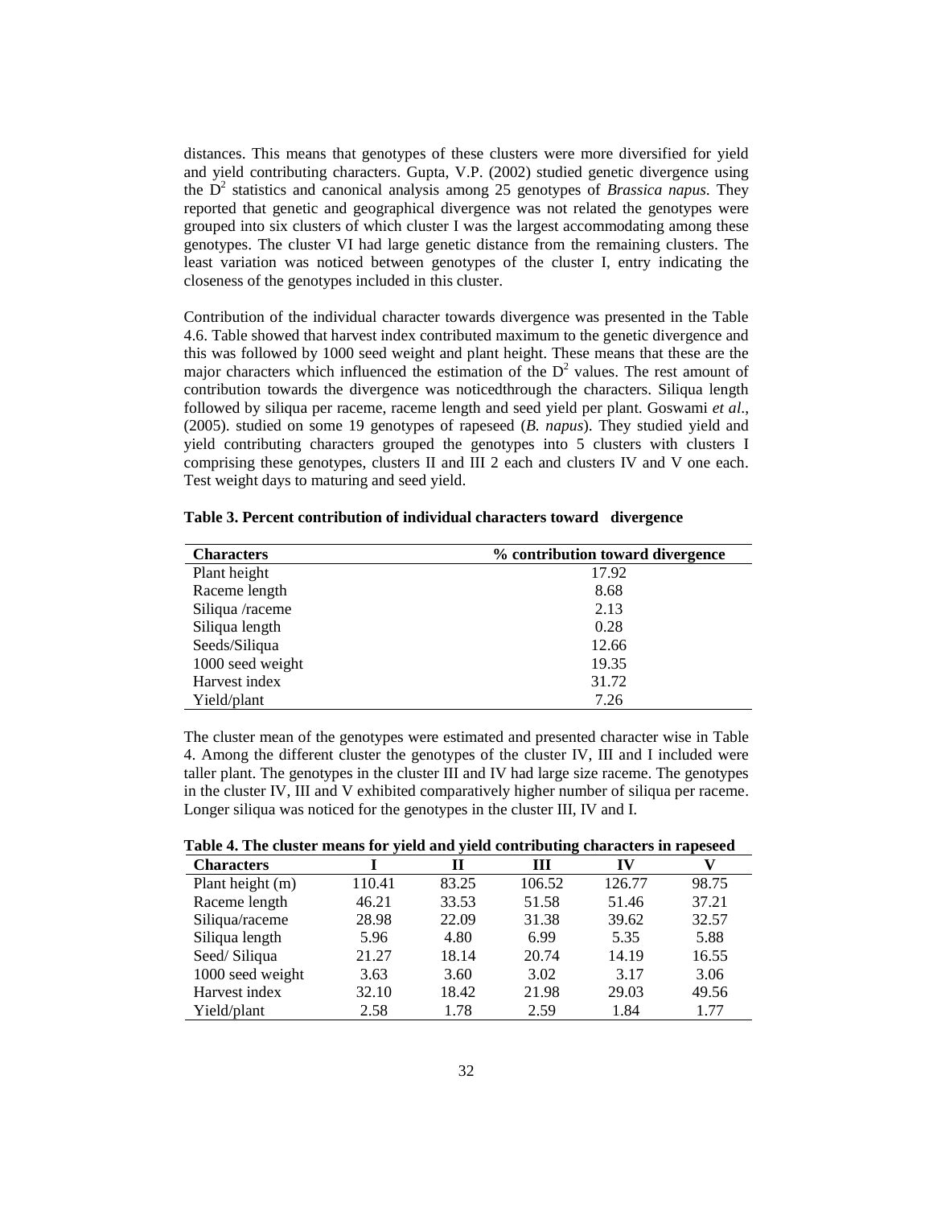distances. This means that genotypes of these clusters were more diversified for yield and yield contributing characters. Gupta, V.P. (2002) studied genetic divergence using the $D^2$ statistics and canonical analysis among 25 genotypes of *Brassica napus*. They reported that genetic and geographical divergence was not related the genotypes were grouped into six clusters of which cluster I was the largest accommodating among these genotypes. The cluster VI had large genetic distance from the remaining clusters. The least variation was noticed between genotypes of the cluster I, entry indicating the closeness of the genotypes included in this cluster.

Contribution of the individual character towards divergence was presented in the Table 4.6. Table showed that harvest index contributed maximum to the genetic divergence and this was followed by 1000 seed weight and plant height. These means that these are the major characters which influenced the estimation of the $D^2$ values. The rest amount of contribution towards the divergence was noticedthrough the characters. Siliqua length followed by siliqua per raceme, raceme length and seed yield per plant. Goswami *et al*., (2005). studied on some 19 genotypes of rapeseed (*B. napus*). They studied yield and yield contributing characters grouped the genotypes into 5 clusters with clusters I comprising these genotypes, clusters II and III 2 each and clusters IV and V one each. Test weight days to maturing and seed yield.

**Table 3. Percent contribution of individual characters toward divergence**

| Characters | % contribution toward divergence |
|---|---|
| Plant height | 17.92 |
| Raceme length | 8.68 |
| Siliqua /raceme | 2.13 |
| Siliqua length | 0.28 |
| Seeds/Siliqua | 12.66 |
| 1000 seed weight | 19.35 |
| Harvest index | 31.72 |
| Yield/plant | 7.26 |

The cluster mean of the genotypes were estimated and presented character wise in Table 4. Among the different cluster the genotypes of the cluster IV, III and I included were taller plant. The genotypes in the cluster III and IV had large size raceme. The genotypes in the cluster IV, III and V exhibited comparatively higher number of siliqua per raceme. Longer siliqua was noticed for the genotypes in the cluster III, IV and I.

**Table 4. The cluster means for yield and yield contributing characters in rapeseed**

| Characters | I | II | III | IV | V |
|---|---|---|---|---|---|
| Plant height (m) | 110.41 | 83.25 | 106.52 | 126.77 | 98.75 |
| Raceme length | 46.21 | 33.53 | 51.58 | 51.46 | 37.21 |
| Siliqua/raceme | 28.98 | 22.09 | 31.38 | 39.62 | 32.57 |
| Siliqua length | 5.96 | 4.80 | 6.99 | 5.35 | 5.88 |
| Seed/ Siliqua | 21.27 | 18.14 | 20.74 | 14.19 | 16.55 |
| 1000 seed weight | 3.63 | 3.60 | 3.02 | 3.17 | 3.06 |
| Harvest index | 32.10 | 18.42 | 21.98 | 29.03 | 49.56 |
| Yield/plant | 2.58 | 1.78 | 2.59 | 1.84 | 1.77 |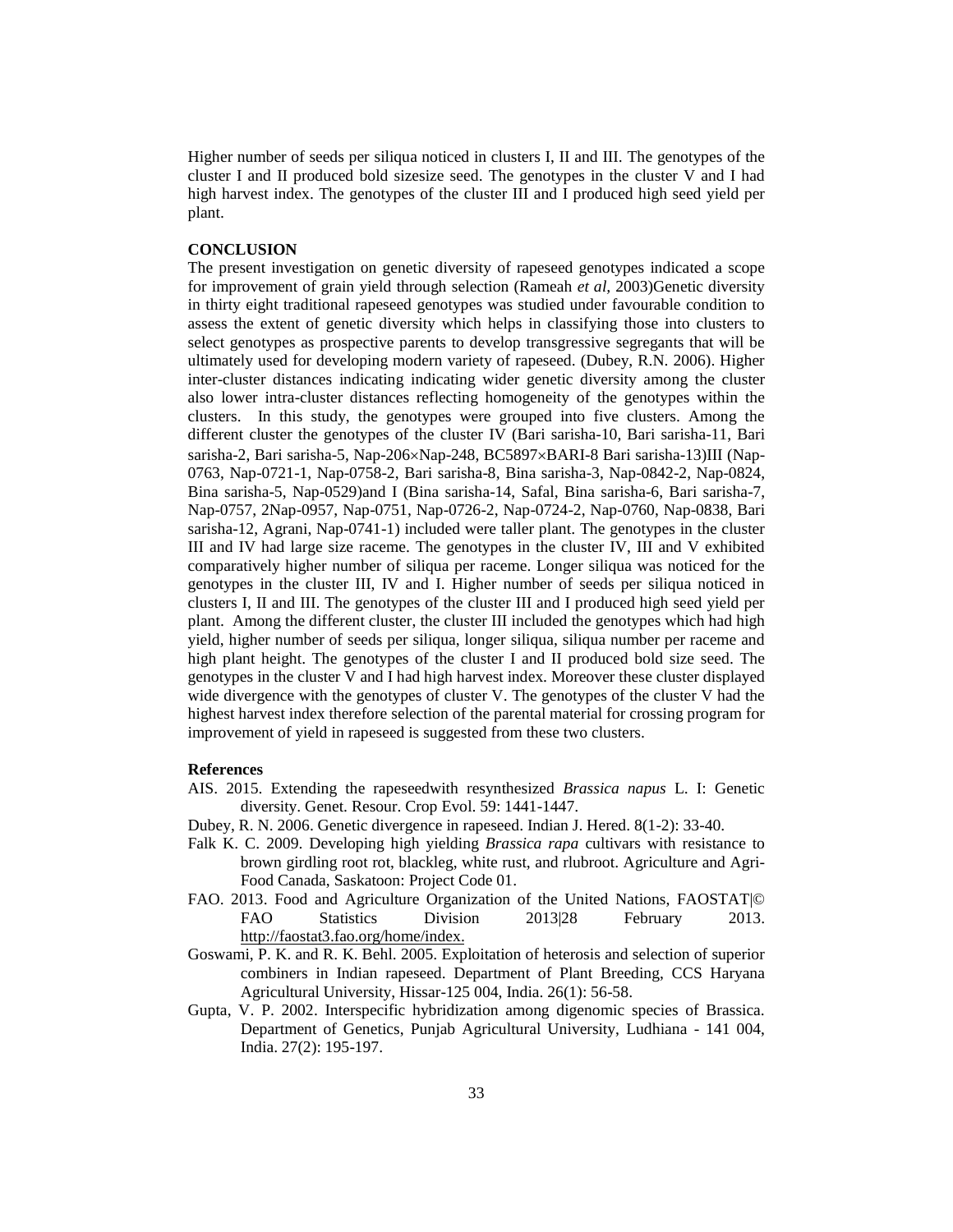Higher number of seeds per siliqua noticed in clusters I, II and III. The genotypes of the cluster I and II produced bold sizesize seed. The genotypes in the cluster V and I had high harvest index. The genotypes of the cluster III and I produced high seed yield per plant.

**CONCLUSION**

The present investigation on genetic diversity of rapeseed genotypes indicated a scope for improvement of grain yield through selection (Rameah *et al*, 2003)Genetic diversity in thirty eight traditional rapeseed genotypes was studied under favourable condition to assess the extent of genetic diversity which helps in classifying those into clusters to select genotypes as prospective parents to develop transgressive segregants that will be ultimately used for developing modern variety of rapeseed. (Dubey, R.N. 2006). Higher inter-cluster distances indicating indicating wider genetic diversity among the cluster also lower intra-cluster distances reflecting homogeneity of the genotypes within the clusters. In this study, the genotypes were grouped into five clusters. Among the different cluster the genotypes of the cluster IV (Bari sarisha-10, Bari sarisha-11, Bari sarisha-2, Bari sarisha-5, Nap-206×Nap-248, BC5897×BARI-8 Bari sarisha-13)III (Nap-0763, Nap-0721-1, Nap-0758-2, Bari sarisha-8, Bina sarisha-3, Nap-0842-2, Nap-0824, Bina sarisha-5, Nap-0529)and I (Bina sarisha-14, Safal, Bina sarisha-6, Bari sarisha-7, Nap-0757, 2Nap-0957, Nap-0751, Nap-0726-2, Nap-0724-2, Nap-0760, Nap-0838, Bari sarisha-12, Agrani, Nap-0741-1) included were taller plant. The genotypes in the cluster III and IV had large size raceme. The genotypes in the cluster IV, III and V exhibited comparatively higher number of siliqua per raceme. Longer siliqua was noticed for the genotypes in the cluster III, IV and I. Higher number of seeds per siliqua noticed in clusters I, II and III. The genotypes of the cluster III and I produced high seed yield per plant. Among the different cluster, the cluster III included the genotypes which had high yield, higher number of seeds per siliqua, longer siliqua, siliqua number per raceme and high plant height. The genotypes of the cluster I and II produced bold size seed. The genotypes in the cluster V and I had high harvest index. Moreover these cluster displayed wide divergence with the genotypes of cluster V. The genotypes of the cluster V had the highest harvest index therefore selection of the parental material for crossing program for improvement of yield in rapeseed is suggested from these two clusters.

**References**

AIS. 2015. Extending the rapeseedwith resynthesized *Brassica napus* L. I: Genetic diversity. Genet. Resour. Crop Evol. 59: 1441-1447.

Dubey, R. N. 2006. Genetic divergence in rapeseed. Indian J. Hered. 8(1-2): 33-40.

Falk K. C. 2009. Developing high yielding *Brassica rapa* cultivars with resistance to brown girdling root rot, blackleg, white rust, and rlubroot. Agriculture and Agri-Food Canada, Saskatoon: Project Code 01.

FAO. 2013. Food and Agriculture Organization of the United Nations, FAOSTAT|© FAO Statistics Division 2013|28 February 2013. http://faostat3.fao.org/home/index.

Goswami, P. K. and R. K. Behl. 2005. Exploitation of heterosis and selection of superior combiners in Indian rapeseed. Department of Plant Breeding, CCS Haryana Agricultural University, Hissar-125 004, India. 26(1): 56-58.

Gupta, V. P. 2002. Interspecific hybridization among digenomic species of Brassica. Department of Genetics, Punjab Agricultural University, Ludhiana - 141 004, India. 27(2): 195-197.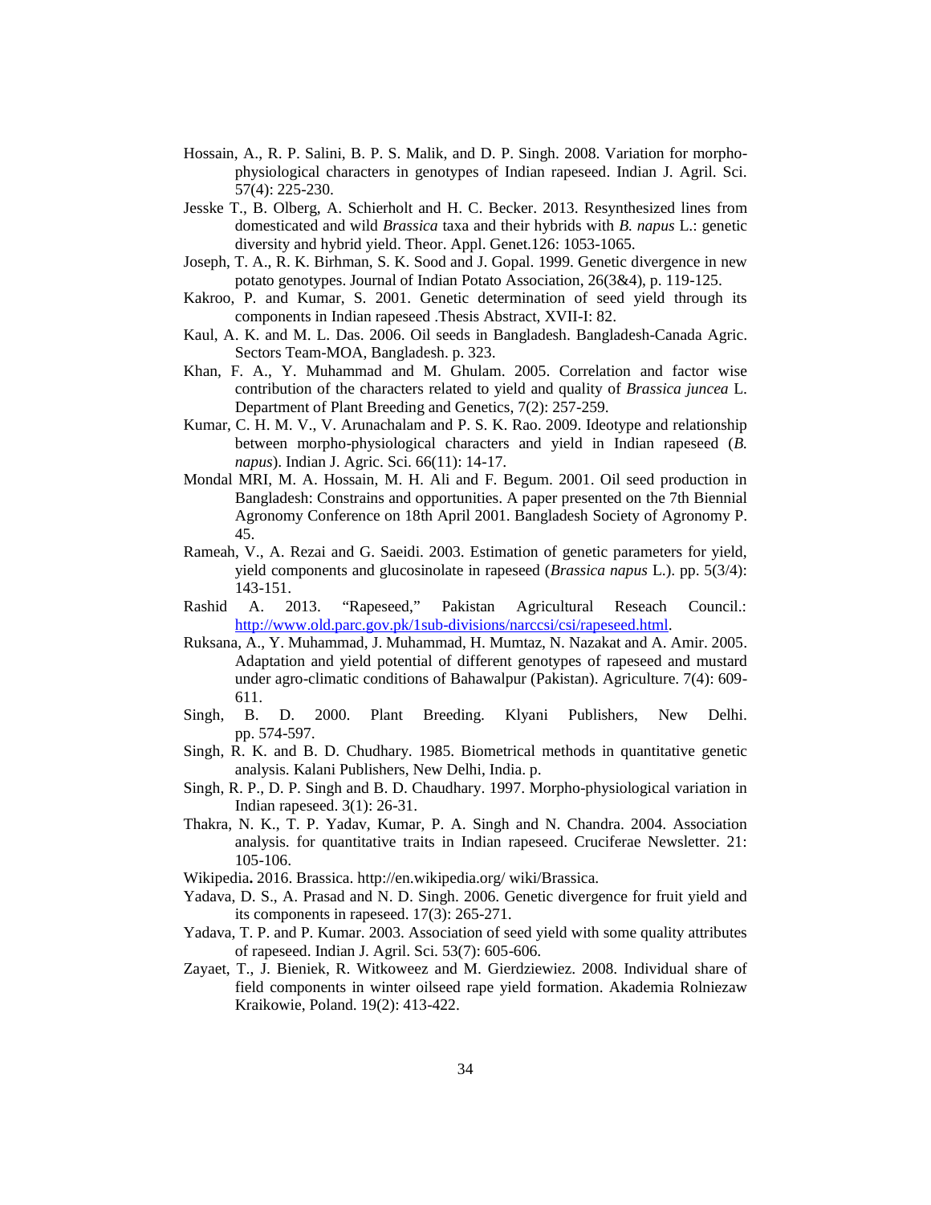Hossain, A., R. P. Salini, B. P. S. Malik, and D. P. Singh. 2008. Variation for morpho-physiological characters in genotypes of Indian rapeseed. Indian J. Agril. Sci. 57(4): 225-230.

Jesske T., B. Olberg, A. Schierholt and H. C. Becker. 2013. Resynthesized lines from domesticated and wild *Brassica* taxa and their hybrids with *B. napus* L.: genetic diversity and hybrid yield. Theor. Appl. Genet.126: 1053-1065.

Joseph, T. A., R. K. Birhman, S. K. Sood and J. Gopal. 1999. Genetic divergence in new potato genotypes. Journal of Indian Potato Association, 26(3&4), p. 119-125.

Kakroo, P. and Kumar, S. 2001. Genetic determination of seed yield through its components in Indian rapeseed .Thesis Abstract, XVII-I: 82.

Kaul, A. K. and M. L. Das. 2006. Oil seeds in Bangladesh. Bangladesh-Canada Agric. Sectors Team-MOA, Bangladesh. p. 323.

Khan, F. A., Y. Muhammad and M. Ghulam. 2005. Correlation and factor wise contribution of the characters related to yield and quality of *Brassica juncea* L. Department of Plant Breeding and Genetics, 7(2): 257-259.

Kumar, C. H. M. V., V. Arunachalam and P. S. K. Rao. 2009. Ideotype and relationship between morpho-physiological characters and yield in Indian rapeseed (*B. napus*). Indian J. Agric. Sci. 66(11): 14-17.

Mondal MRI, M. A. Hossain, M. H. Ali and F. Begum. 2001. Oil seed production in Bangladesh: Constrains and opportunities. A paper presented on the 7th Biennial Agronomy Conference on 18th April 2001. Bangladesh Society of Agronomy P. 45.

Rameah, V., A. Rezai and G. Saeidi. 2003. Estimation of genetic parameters for yield, yield components and glucosinolate in rapeseed (*Brassica napus* L.). pp. 5(3/4): 143-151.

Rashid A. 2013. "Rapeseed," Pakistan Agricultural Reseach Council.: http://www.old.parc.gov.pk/1sub-divisions/narccsi/csi/rapeseed.html.

Ruksana, A., Y. Muhammad, J. Muhammad, H. Mumtaz, N. Nazakat and A. Amir. 2005. Adaptation and yield potential of different genotypes of rapeseed and mustard under agro-climatic conditions of Bahawalpur (Pakistan). Agriculture. 7(4): 609-611.

Singh, B. D. 2000. Plant Breeding. Klyani Publishers, New Delhi. pp. 574-597.

Singh, R. K. and B. D. Chudhary. 1985. Biometrical methods in quantitative genetic analysis. Kalani Publishers, New Delhi, India. p.

Singh, R. P., D. P. Singh and B. D. Chaudhary. 1997. Morpho-physiological variation in Indian rapeseed. 3(1): 26-31.

Thakra, N. K., T. P. Yadav, Kumar, P. A. Singh and N. Chandra. 2004. Association analysis. for quantitative traits in Indian rapeseed. Cruciferae Newsletter. 21: 105-106.

Wikipedia**.** 2016. Brassica. http://en.wikipedia.org/ wiki/Brassica.

Yadava, D. S., A. Prasad and N. D. Singh. 2006. Genetic divergence for fruit yield and its components in rapeseed. 17(3): 265-271.

Yadava, T. P. and P. Kumar. 2003. Association of seed yield with some quality attributes of rapeseed. Indian J. Agril. Sci. 53(7): 605-606.

Zayaet, T., J. Bieniek, R. Witkoweez and M. Gierdziewiez. 2008. Individual share of field components in winter oilseed rape yield formation. Akademia Rolniezaw Kraikowie, Poland. 19(2): 413-422.